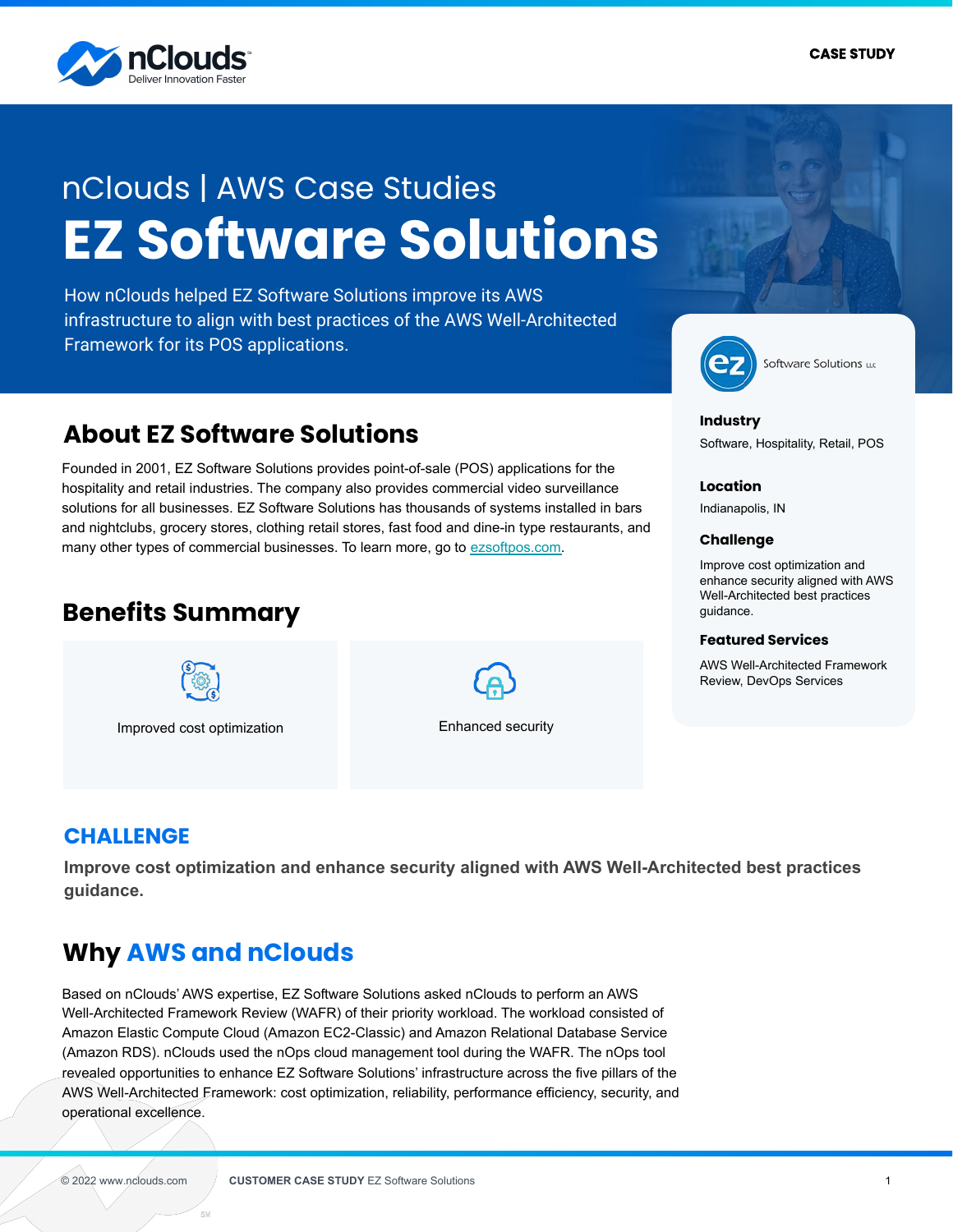CASE STUDY

nClouds | AWS Case Studies

# EZ Software Solutions

How nClouds helped EZ Software Solutions improve its AWS infrastructure to align with best practices of the AWS Well-Architected Framework for its POS applications.

## About EZ Software Solutions

Founded in 2001, EZ Software Solutions provides point-of-sale (POS) applications for the hospitality and retail industries. The company also provides commercial video surveillance solutions for all businesses. EZ Software Solutions has thousands of systems installed in bars and nightclubs, grocery stores, clothing retail stores, fast food and dine-in type restaurants, and many other types of commercial businesses. To learn more, go to [ezsoftpos.com](ezsoftpos.com).

**Industry**
Software, Hospitality, Retail, POS

**Location**
Indianapolis, IN

**Challenge**
Improve cost optimization and enhance security aligned with AWS Well-Architected best practices guidance.

**Featured Services**
AWS Well-Architected Framework Review, DevOps Services

## Benefits Summary

- Improved cost optimization
- Enhanced security

## CHALLENGE

**Improve cost optimization and enhance security aligned with AWS Well-Architected best practices guidance.**

## Why AWS and nClouds

Based on nClouds' AWS expertise, EZ Software Solutions asked nClouds to perform an AWS Well-Architected Framework Review (WAFR) of their priority workload. The workload consisted of Amazon Elastic Compute Cloud (Amazon EC2-Classic) and Amazon Relational Database Service (Amazon RDS). nClouds used the nOps cloud management tool during the WAFR. The nOps tool revealed opportunities to enhance EZ Software Solutions' infrastructure across the five pillars of the AWS Well-Architected Framework: cost optimization, reliability, performance efficiency, security, and operational excellence.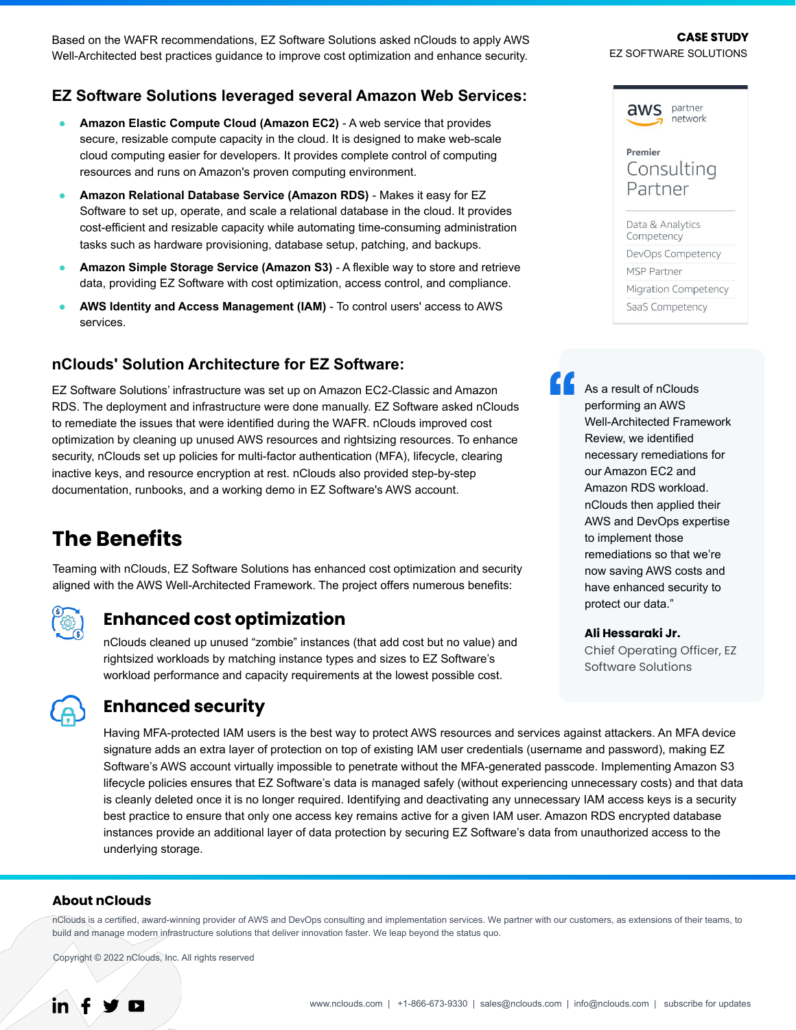Based on the WAFR recommendations, EZ Software Solutions asked nClouds to apply AWS Well-Architected best practices guidance to improve cost optimization and enhance security.

**CASE STUDY**
EZ SOFTWARE SOLUTIONS

## EZ Software Solutions leveraged several Amazon Web Services:

- **Amazon Elastic Compute Cloud (Amazon EC2)** - A web service that provides secure, resizable compute capacity in the cloud. It is designed to make web-scale cloud computing easier for developers. It provides complete control of computing resources and runs on Amazon's proven computing environment.
- **Amazon Relational Database Service (Amazon RDS)** - Makes it easy for EZ Software to set up, operate, and scale a relational database in the cloud. It provides cost-efficient and resizable capacity while automating time-consuming administration tasks such as hardware provisioning, database setup, patching, and backups.
- **Amazon Simple Storage Service (Amazon S3)** - A flexible way to store and retrieve data, providing EZ Software with cost optimization, access control, and compliance.
- **AWS Identity and Access Management (IAM)** - To control users' access to AWS services.

aws partner network

Premier
Consulting Partner

Data & Analytics Competency
DevOps Competency
MSP Partner
Migration Competency
SaaS Competency

## nClouds' Solution Architecture for EZ Software:

EZ Software Solutions' infrastructure was set up on Amazon EC2-Classic and Amazon RDS. The deployment and infrastructure were done manually. EZ Software asked nClouds to remediate the issues that were identified during the WAFR. nClouds improved cost optimization by cleaning up unused AWS resources and rightsizing resources. To enhance security, nClouds set up policies for multi-factor authentication (MFA), lifecycle, clearing inactive keys, and resource encryption at rest. nClouds also provided step-by-step documentation, runbooks, and a working demo in EZ Software's AWS account.

> "As a result of nClouds performing an AWS Well-Architected Framework Review, we identified necessary remediations for our Amazon EC2 and Amazon RDS workload. nClouds then applied their AWS and DevOps expertise to implement those remediations so that we're now saving AWS costs and have enhanced security to protect our data."
>
> **Ali Hessaraki Jr.**
> Chief Operating Officer, EZ Software Solutions

# The Benefits

Teaming with nClouds, EZ Software Solutions has enhanced cost optimization and security aligned with the AWS Well-Architected Framework. The project offers numerous benefits:

### Enhanced cost optimization

nClouds cleaned up unused "zombie" instances (that add cost but no value) and rightsized workloads by matching instance types and sizes to EZ Software's workload performance and capacity requirements at the lowest possible cost.

### Enhanced security

Having MFA-protected IAM users is the best way to protect AWS resources and services against attackers. An MFA device signature adds an extra layer of protection on top of existing IAM user credentials (username and password), making EZ Software's AWS account virtually impossible to penetrate without the MFA-generated passcode. Implementing Amazon S3 lifecycle policies ensures that EZ Software's data is managed safely (without experiencing unnecessary costs) and that data is cleanly deleted once it is no longer required. Identifying and deactivating any unnecessary IAM access keys is a security best practice to ensure that only one access key remains active for a given IAM user. Amazon RDS encrypted database instances provide an additional layer of data protection by securing EZ Software's data from unauthorized access to the underlying storage.

### About nClouds

nClouds is a certified, award-winning provider of AWS and DevOps consulting and implementation services. We partner with our customers, as extensions of their teams, to build and manage modern infrastructure solutions that deliver innovation faster. We leap beyond the status quo.

Copyright © 2022 nClouds, Inc. All rights reserved

www.nclouds.com | +1-866-673-9330 | sales@nclouds.com | info@nclouds.com | subscribe for updates